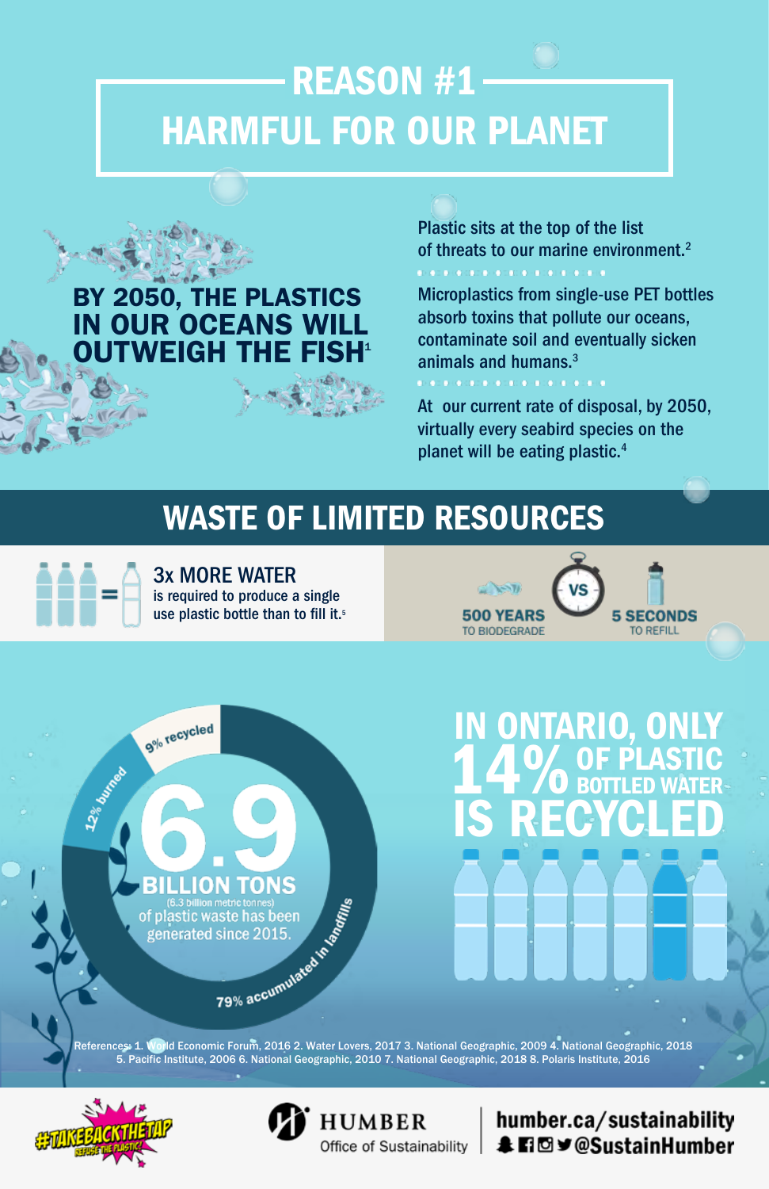# REASON #1
# HARMFUL FOR OUR PLANET

**BY 2050, THE PLASTICS IN OUR OCEANS WILL OUTWEIGH THE FISH**[1]

Plastic sits at the top of the list of threats to our marine environment.[2]

Microplastics from single-use PET bottles absorb toxins that pollute our oceans, contaminate soil and eventually sicken animals and humans.[3]

At our current rate of disposal, by 2050, virtually every seabird species on the planet will be eating plastic.[4]

## WASTE OF LIMITED RESOURCES

**3x MORE WATER** is required to produce a single use plastic bottle than to fill it.[5]

**500 YEARS** TO BIODEGRADE VS **5 SECONDS** TO REFILL

**6.9 BILLION TONS** (6.3 billion metric tonnes) of plastic waste has been generated since 2015.

- 9% recycled
- 12% burned
- 79% accumulated in landfills

**IN ONTARIO, ONLY 14% OF PLASTIC BOTTLED WATER IS RECYCLED**

References: 1. World Economic Forum, 2016 2. Water Lovers, 2017 3. National Geographic, 2009 4. National Geographic, 2018 5. Pacific Institute, 2006 6. National Geographic, 2010 7. National Geographic, 2018 8. Polaris Institute, 2016

#TAKEBACKTHETAP REFUSE THE PLASTIC!

HUMBER Office of Sustainability

humber.ca/sustainability @SustainHumber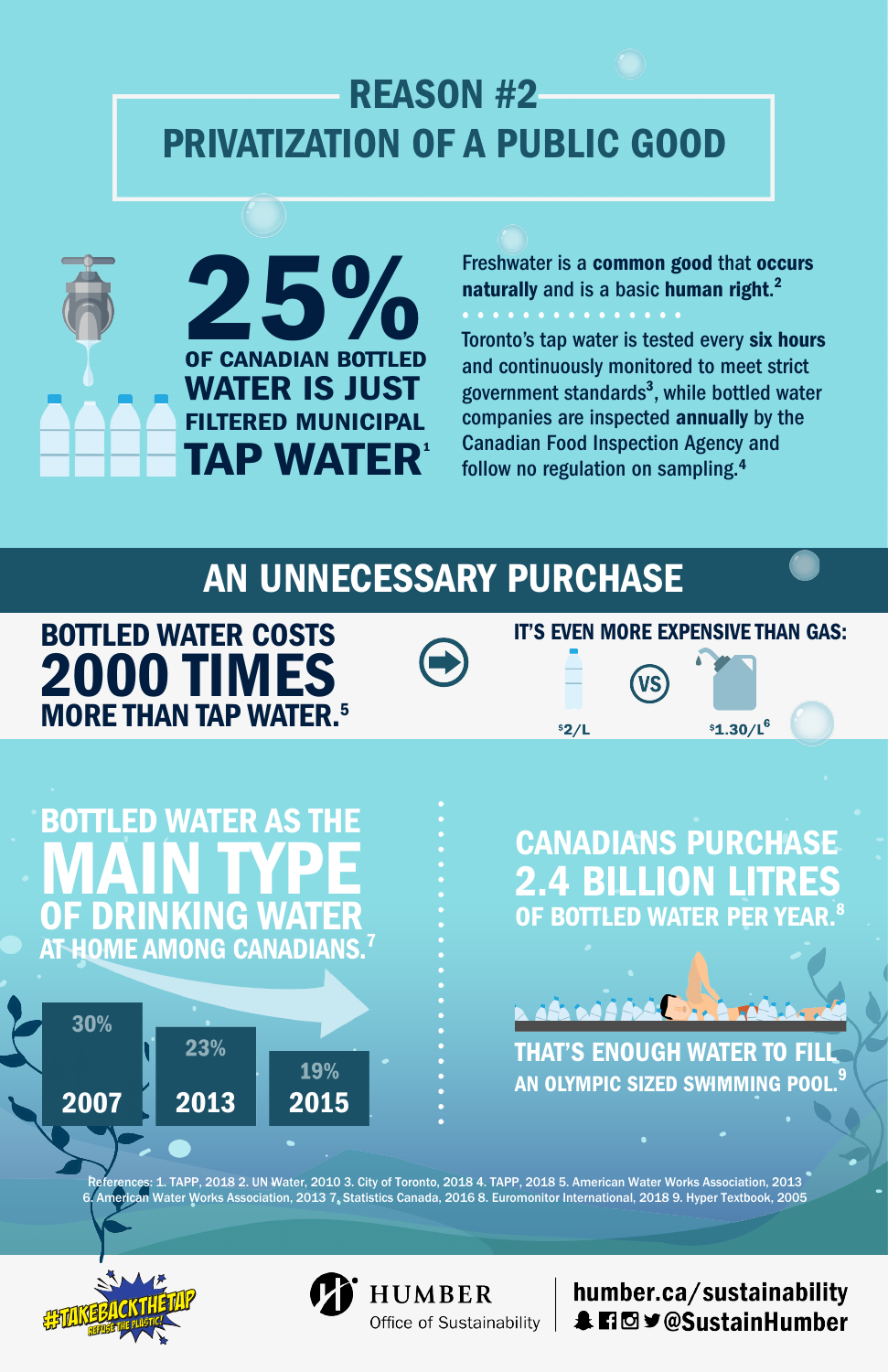# REASON #2
# PRIVATIZATION OF A PUBLIC GOOD

**25%**
**OF CANADIAN BOTTLED WATER IS JUST FILTERED MUNICIPAL TAP WATER**[1]

Freshwater is a **common good** that **occurs naturally** and is a basic **human right.**[2]

Toronto's tap water is tested every **six hours** and continuously monitored to meet strict government standards[3], while bottled water companies are inspected **annually** by the Canadian Food Inspection Agency and follow no regulation on sampling.[4]

## AN UNNECESSARY PURCHASE

**BOTTLED WATER COSTS 2000 TIMES MORE THAN TAP WATER.**[5]

**IT'S EVEN MORE EXPENSIVE THAN GAS:**

$2/L VS $1.30/L[6]

**BOTTLED WATER AS THE MAIN TYPE OF DRINKING WATER AT HOME AMONG CANADIANS.**[7]

30%
2007
23%
2013
19%
2015

**CANADIANS PURCHASE 2.4 BILLION LITRES OF BOTTLED WATER PER YEAR.**[8]

**THAT'S ENOUGH WATER TO FILL AN OLYMPIC SIZED SWIMMING POOL.**[9]

References: 1. TAPP, 2018 2. UN Water, 2010 3. City of Toronto, 2018 4. TAPP, 2018 5. American Water Works Association, 2013 6. American Water Works Association, 2013 7. Statistics Canada, 2016 8. Euromonitor International, 2018 9. Hyper Textbook, 2005

#TAKEBACKTHETAP REFUSE THE PLASTIC!

HUMBER Office of Sustainability

humber.ca/sustainability
@SustainHumber